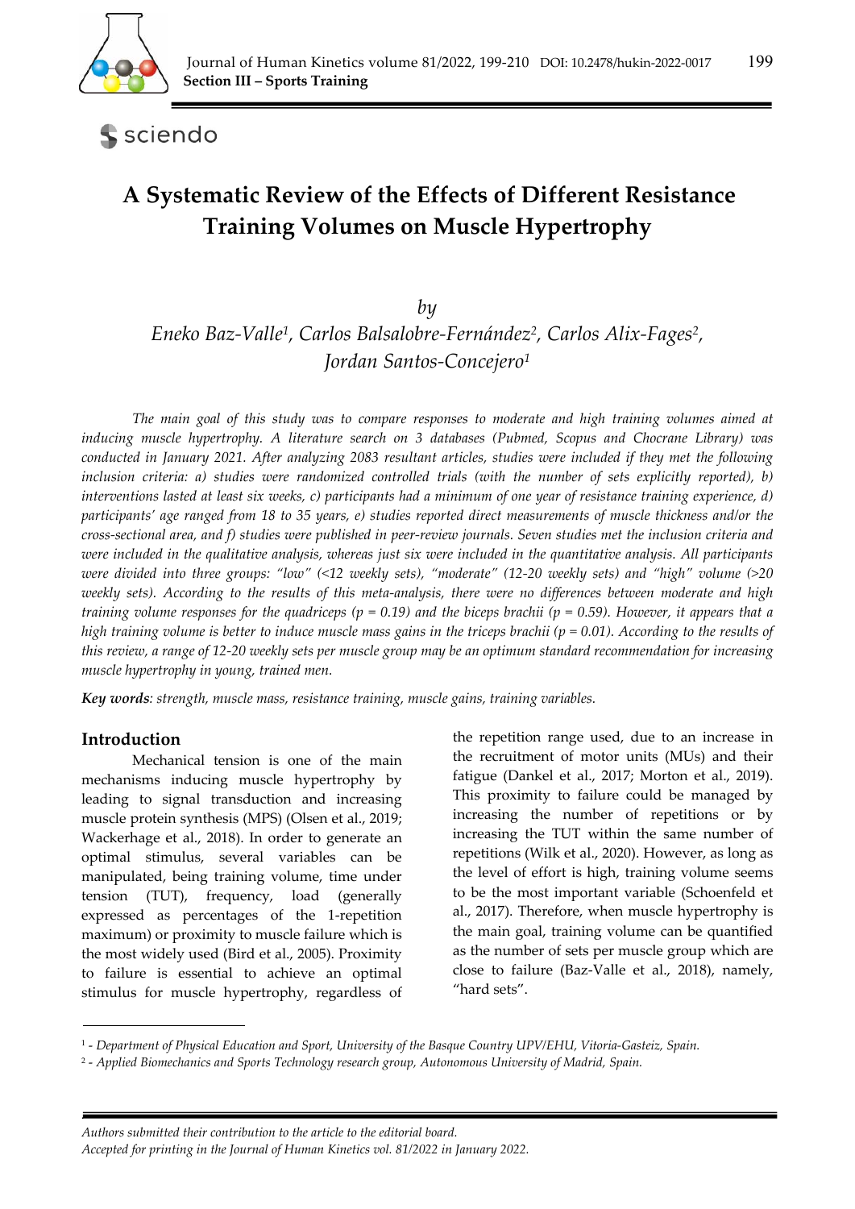Section III – Sports Training

# A Systematic Review of the Effects of Different Resistance Training Volumes on Muscle Hypertrophy

*by*

*Eneko Baz-Valle*[1], *Carlos Balsalobre-Fernández*[2], *Carlos Alix-Fages*[2], *Jordan Santos-Concejero*[1]

*The main goal of this study was to compare responses to moderate and high training volumes aimed at inducing muscle hypertrophy. A literature search on 3 databases (Pubmed, Scopus and Chocrane Library) was conducted in January 2021. After analyzing 2083 resultant articles, studies were included if they met the following inclusion criteria: a) studies were randomized controlled trials (with the number of sets explicitly reported), b) interventions lasted at least six weeks, c) participants had a minimum of one year of resistance training experience, d) participants' age ranged from 18 to 35 years, e) studies reported direct measurements of muscle thickness and/or the cross-sectional area, and f) studies were published in peer-review journals. Seven studies met the inclusion criteria and were included in the qualitative analysis, whereas just six were included in the quantitative analysis. All participants were divided into three groups: "low" (<12 weekly sets), "moderate" (12-20 weekly sets) and "high" volume (>20 weekly sets). According to the results of this meta-analysis, there were no differences between moderate and high training volume responses for the quadriceps ($p$ = 0.19) and the biceps brachii ($p$ = 0.59). However, it appears that a high training volume is better to induce muscle mass gains in the triceps brachii ($p$ = 0.01). According to the results of this review, a range of 12-20 weekly sets per muscle group may be an optimum standard recommendation for increasing muscle hypertrophy in young, trained men.*

**Key words**: *strength, muscle mass, resistance training, muscle gains, training variables.*

## Introduction

Mechanical tension is one of the main mechanisms inducing muscle hypertrophy by leading to signal transduction and increasing muscle protein synthesis (MPS) (Olsen et al., 2019; Wackerhage et al., 2018). In order to generate an optimal stimulus, several variables can be manipulated, being training volume, time under tension (TUT), frequency, load (generally expressed as percentages of the 1-repetition maximum) or proximity to muscle failure which is the most widely used (Bird et al., 2005). Proximity to failure is essential to achieve an optimal stimulus for muscle hypertrophy, regardless of the repetition range used, due to an increase in the recruitment of motor units (MUs) and their fatigue (Dankel et al., 2017; Morton et al., 2019). This proximity to failure could be managed by increasing the number of repetitions or by increasing the TUT within the same number of repetitions (Wilk et al., 2020). However, as long as the level of effort is high, training volume seems to be the most important variable (Schoenfeld et al., 2017). Therefore, when muscle hypertrophy is the main goal, training volume can be quantified as the number of sets per muscle group which are close to failure (Baz-Valle et al., 2018), namely, "hard sets".

---

[1] - *Department of Physical Education and Sport, University of the Basque Country UPV/EHU, Vitoria-Gasteiz, Spain.*
[2] - *Applied Biomechanics and Sports Technology research group, Autonomous University of Madrid, Spain.*

*Authors submitted their contribution to the article to the editorial board.*
*Accepted for printing in the Journal of Human Kinetics vol. 81/2022 in January 2022.*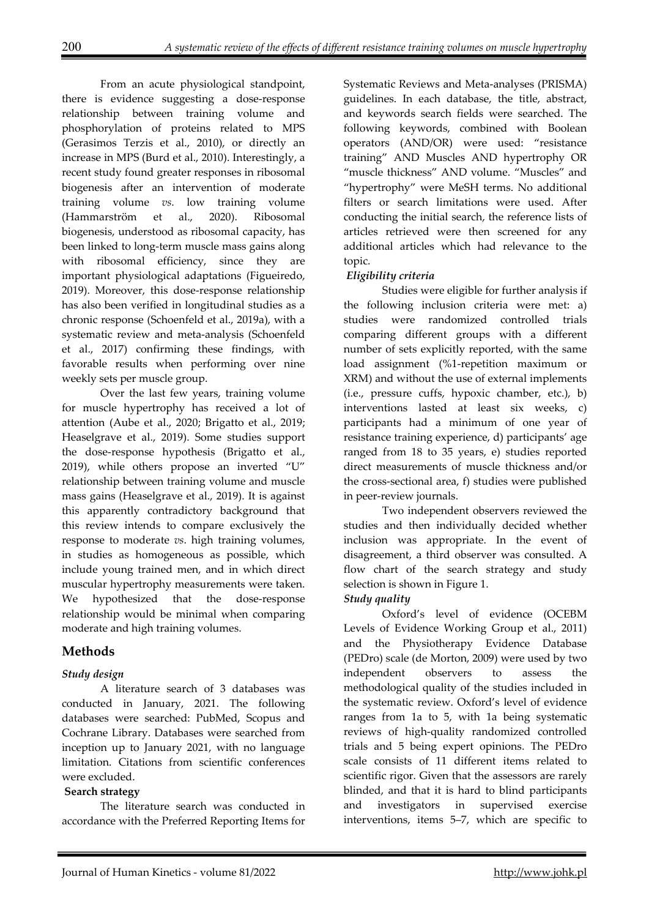From an acute physiological standpoint, there is evidence suggesting a dose-response relationship between training volume and phosphorylation of proteins related to MPS (Gerasimos Terzis et al., 2010), or directly an increase in MPS (Burd et al., 2010). Interestingly, a recent study found greater responses in ribosomal biogenesis after an intervention of moderate training volume *vs*. low training volume (Hammarström et al., 2020). Ribosomal biogenesis, understood as ribosomal capacity, has been linked to long-term muscle mass gains along with ribosomal efficiency, since they are important physiological adaptations (Figueiredo, 2019). Moreover, this dose-response relationship has also been verified in longitudinal studies as a chronic response (Schoenfeld et al., 2019a), with a systematic review and meta-analysis (Schoenfeld et al., 2017) confirming these findings, with favorable results when performing over nine weekly sets per muscle group.

Over the last few years, training volume for muscle hypertrophy has received a lot of attention (Aube et al., 2020; Brigatto et al., 2019; Heaselgrave et al., 2019). Some studies support the dose-response hypothesis (Brigatto et al., 2019), while others propose an inverted "U" relationship between training volume and muscle mass gains (Heaselgrave et al., 2019). It is against this apparently contradictory background that this review intends to compare exclusively the response to moderate *vs*. high training volumes, in studies as homogeneous as possible, which include young trained men, and in which direct muscular hypertrophy measurements were taken. We hypothesized that the dose-response relationship would be minimal when comparing moderate and high training volumes.

## Methods

### *Study design*

A literature search of 3 databases was conducted in January, 2021. The following databases were searched: PubMed, Scopus and Cochrane Library. Databases were searched from inception up to January 2021, with no language limitation. Citations from scientific conferences were excluded.

### **Search strategy**

The literature search was conducted in accordance with the Preferred Reporting Items for Systematic Reviews and Meta-analyses (PRISMA) guidelines. In each database, the title, abstract, and keywords search fields were searched. The following keywords, combined with Boolean operators (AND/OR) were used: "resistance training" AND Muscles AND hypertrophy OR "muscle thickness" AND volume. "Muscles" and "hypertrophy" were MeSH terms. No additional filters or search limitations were used. After conducting the initial search, the reference lists of articles retrieved were then screened for any additional articles which had relevance to the topic.

### *Eligibility criteria*

Studies were eligible for further analysis if the following inclusion criteria were met: a) studies were randomized controlled trials comparing different groups with a different number of sets explicitly reported, with the same load assignment (%1-repetition maximum or XRM) and without the use of external implements (i.e., pressure cuffs, hypoxic chamber, etc.), b) interventions lasted at least six weeks, c) participants had a minimum of one year of resistance training experience, d) participants' age ranged from 18 to 35 years, e) studies reported direct measurements of muscle thickness and/or the cross-sectional area, f) studies were published in peer-review journals.

Two independent observers reviewed the studies and then individually decided whether inclusion was appropriate. In the event of disagreement, a third observer was consulted. A flow chart of the search strategy and study selection is shown in Figure 1.

### *Study quality*

Oxford's level of evidence (OCEBM Levels of Evidence Working Group et al., 2011) and the Physiotherapy Evidence Database (PEDro) scale (de Morton, 2009) were used by two independent observers to assess the methodological quality of the studies included in the systematic review. Oxford's level of evidence ranges from 1a to 5, with 1a being systematic reviews of high-quality randomized controlled trials and 5 being expert opinions. The PEDro scale consists of 11 different items related to scientific rigor. Given that the assessors are rarely blinded, and that it is hard to blind participants and investigators in supervised exercise interventions, items 5–7, which are specific to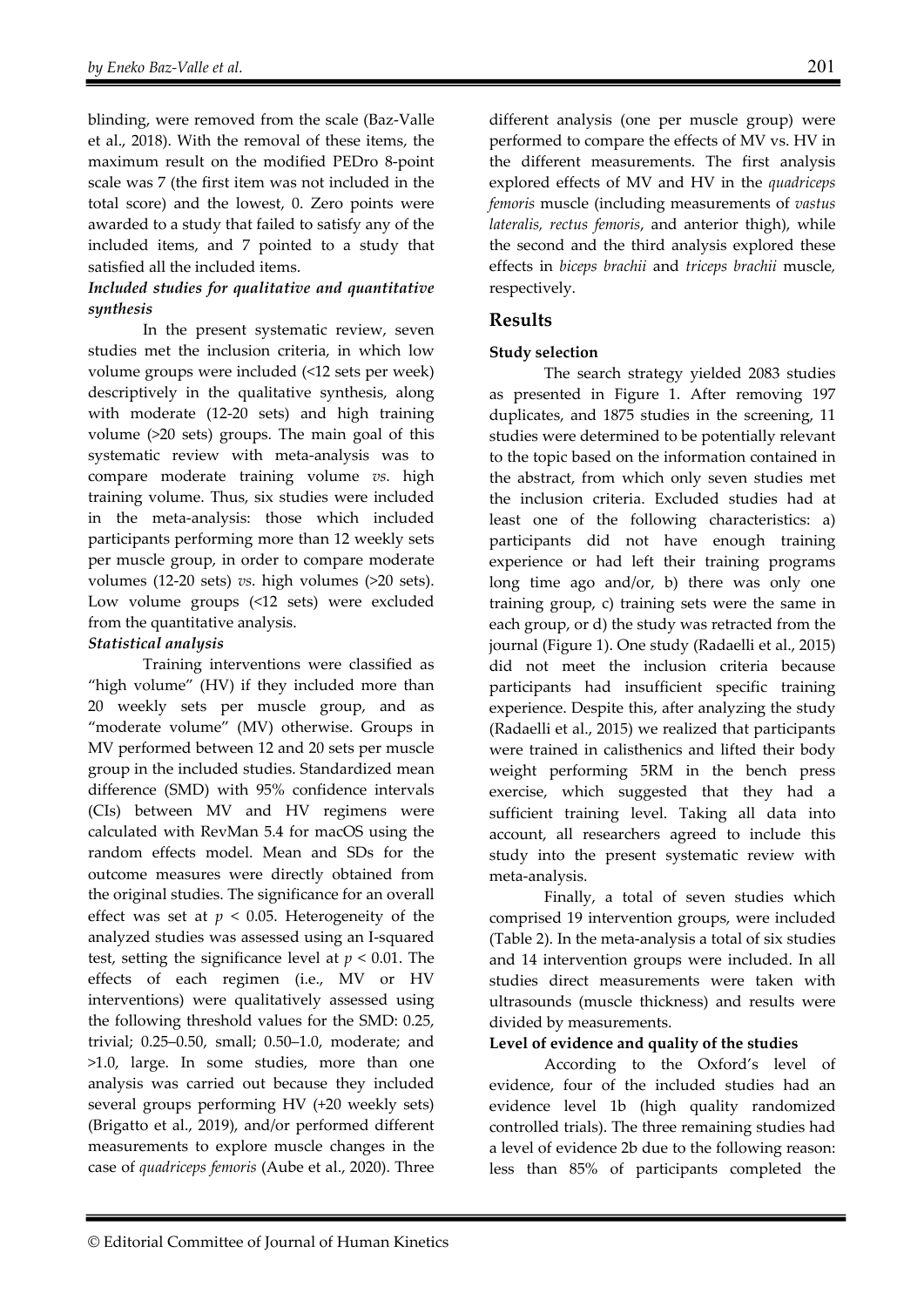blinding, were removed from the scale (Baz-Valle et al., 2018). With the removal of these items, the maximum result on the modified PEDro 8-point scale was 7 (the first item was not included in the total score) and the lowest, 0. Zero points were awarded to a study that failed to satisfy any of the included items, and 7 pointed to a study that satisfied all the included items.

***Included studies for qualitative and quantitative synthesis***

In the present systematic review, seven studies met the inclusion criteria, in which low volume groups were included (<12 sets per week) descriptively in the qualitative synthesis, along with moderate (12-20 sets) and high training volume (>20 sets) groups. The main goal of this systematic review with meta-analysis was to compare moderate training volume *vs*. high training volume. Thus, six studies were included in the meta-analysis: those which included participants performing more than 12 weekly sets per muscle group, in order to compare moderate volumes (12-20 sets) *vs*. high volumes (>20 sets). Low volume groups (<12 sets) were excluded from the quantitative analysis.

***Statistical analysis***

Training interventions were classified as "high volume" (HV) if they included more than 20 weekly sets per muscle group, and as "moderate volume" (MV) otherwise. Groups in MV performed between 12 and 20 sets per muscle group in the included studies. Standardized mean difference (SMD) with 95% confidence intervals (CIs) between MV and HV regimens were calculated with RevMan 5.4 for macOS using the random effects model. Mean and SDs for the outcome measures were directly obtained from the original studies. The significance for an overall effect was set at $p < 0.05$. Heterogeneity of the analyzed studies was assessed using an I-squared test, setting the significance level at $p < 0.01$. The effects of each regimen (i.e., MV or HV interventions) were qualitatively assessed using the following threshold values for the SMD: 0.25, trivial; 0.25–0.50, small; 0.50–1.0, moderate; and >1.0, large. In some studies, more than one analysis was carried out because they included several groups performing HV (+20 weekly sets) (Brigatto et al., 2019), and/or performed different measurements to explore muscle changes in the case of *quadriceps femoris* (Aube et al., 2020). Three different analysis (one per muscle group) were performed to compare the effects of MV vs. HV in the different measurements. The first analysis explored effects of MV and HV in the *quadriceps femoris* muscle (including measurements of *vastus lateralis, rectus femoris*, and anterior thigh), while the second and the third analysis explored these effects in *biceps brachii* and *triceps brachii* muscle, respectively.

## Results

**Study selection**

The search strategy yielded 2083 studies as presented in Figure 1. After removing 197 duplicates, and 1875 studies in the screening, 11 studies were determined to be potentially relevant to the topic based on the information contained in the abstract, from which only seven studies met the inclusion criteria. Excluded studies had at least one of the following characteristics: a) participants did not have enough training experience or had left their training programs long time ago and/or, b) there was only one training group, c) training sets were the same in each group, or d) the study was retracted from the journal (Figure 1). One study (Radaelli et al., 2015) did not meet the inclusion criteria because participants had insufficient specific training experience. Despite this, after analyzing the study (Radaelli et al., 2015) we realized that participants were trained in calisthenics and lifted their body weight performing 5RM in the bench press exercise, which suggested that they had a sufficient training level. Taking all data into account, all researchers agreed to include this study into the present systematic review with meta-analysis.

Finally, a total of seven studies which comprised 19 intervention groups, were included (Table 2). In the meta-analysis a total of six studies and 14 intervention groups were included. In all studies direct measurements were taken with ultrasounds (muscle thickness) and results were divided by measurements.

**Level of evidence and quality of the studies**

According to the Oxford's level of evidence, four of the included studies had an evidence level 1b (high quality randomized controlled trials). The three remaining studies had a level of evidence 2b due to the following reason: less than 85% of participants completed the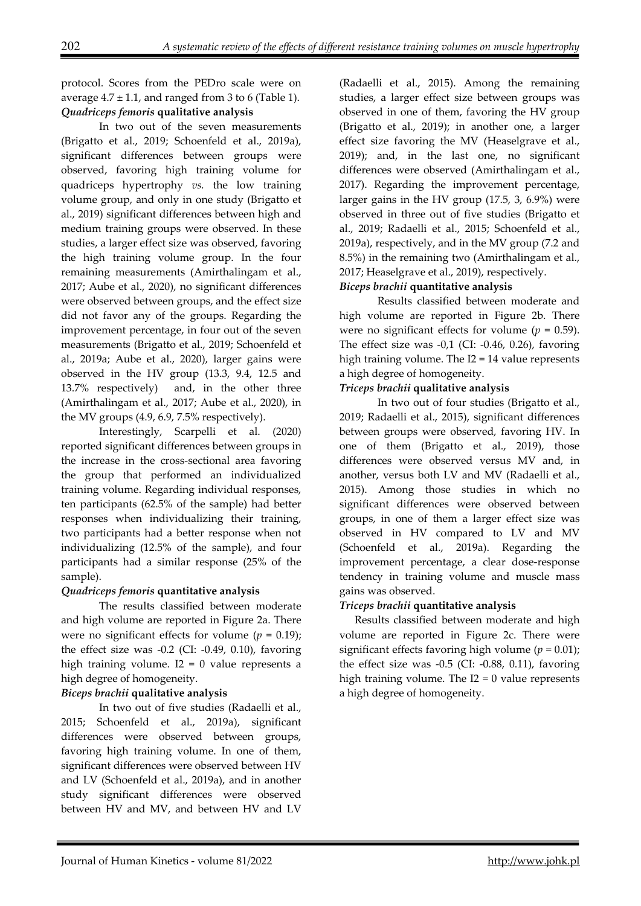protocol. Scores from the PEDro scale were on average $4.7 \pm 1.1$, and ranged from 3 to 6 (Table 1).

### *Quadriceps femoris* qualitative analysis

In two out of the seven measurements (Brigatto et al., 2019; Schoenfeld et al., 2019a), significant differences between groups were observed, favoring high training volume for quadriceps hypertrophy *vs.* the low training volume group, and only in one study (Brigatto et al., 2019) significant differences between high and medium training groups were observed. In these studies, a larger effect size was observed, favoring the high training volume group. In the four remaining measurements (Amirthalingam et al., 2017; Aube et al., 2020), no significant differences were observed between groups, and the effect size did not favor any of the groups. Regarding the improvement percentage, in four out of the seven measurements (Brigatto et al., 2019; Schoenfeld et al., 2019a; Aube et al., 2020), larger gains were observed in the HV group (13.3, 9.4, 12.5 and 13.7% respectively) and, in the other three (Amirthalingam et al., 2017; Aube et al., 2020), in the MV groups (4.9, 6.9, 7.5% respectively).

Interestingly, Scarpelli et al. (2020) reported significant differences between groups in the increase in the cross-sectional area favoring the group that performed an individualized training volume. Regarding individual responses, ten participants (62.5% of the sample) had better responses when individualizing their training, two participants had a better response when not individualizing (12.5% of the sample), and four participants had a similar response (25% of the sample).

### *Quadriceps femoris* quantitative analysis

The results classified between moderate and high volume are reported in Figure 2a. There were no significant effects for volume ($p = 0.19$); the effect size was -0.2 (CI: -0.49, 0.10), favoring high training volume. $I2 = 0$ value represents a high degree of homogeneity.

### *Biceps brachii* qualitative analysis

In two out of five studies (Radaelli et al., 2015; Schoenfeld et al., 2019a), significant differences were observed between groups, favoring high training volume. In one of them, significant differences were observed between HV and LV (Schoenfeld et al., 2019a), and in another study significant differences were observed between HV and MV, and between HV and LV (Radaelli et al., 2015). Among the remaining studies, a larger effect size between groups was observed in one of them, favoring the HV group (Brigatto et al., 2019); in another one, a larger effect size favoring the MV (Heaselgrave et al., 2019); and, in the last one, no significant differences were observed (Amirthalingam et al., 2017). Regarding the improvement percentage, larger gains in the HV group (17.5, 3, 6.9%) were observed in three out of five studies (Brigatto et al., 2019; Radaelli et al., 2015; Schoenfeld et al., 2019a), respectively, and in the MV group (7.2 and 8.5%) in the remaining two (Amirthalingam et al., 2017; Heaselgrave et al., 2019), respectively.

### *Biceps brachii* quantitative analysis

Results classified between moderate and high volume are reported in Figure 2b. There were no significant effects for volume ($p = 0.59$). The effect size was -0,1 (CI: -0.46, 0.26), favoring high training volume. The $I2 = 14$ value represents a high degree of homogeneity.

### *Triceps brachii* qualitative analysis

In two out of four studies (Brigatto et al., 2019; Radaelli et al., 2015), significant differences between groups were observed, favoring HV. In one of them (Brigatto et al., 2019), those differences were observed versus MV and, in another, versus both LV and MV (Radaelli et al., 2015). Among those studies in which no significant differences were observed between groups, in one of them a larger effect size was observed in HV compared to LV and MV (Schoenfeld et al., 2019a). Regarding the improvement percentage, a clear dose-response tendency in training volume and muscle mass gains was observed.

### *Triceps brachii* quantitative analysis

Results classified between moderate and high volume are reported in Figure 2c. There were significant effects favoring high volume ($p = 0.01$); the effect size was -0.5 (CI: -0.88, 0.11), favoring high training volume. The $I2 = 0$ value represents a high degree of homogeneity.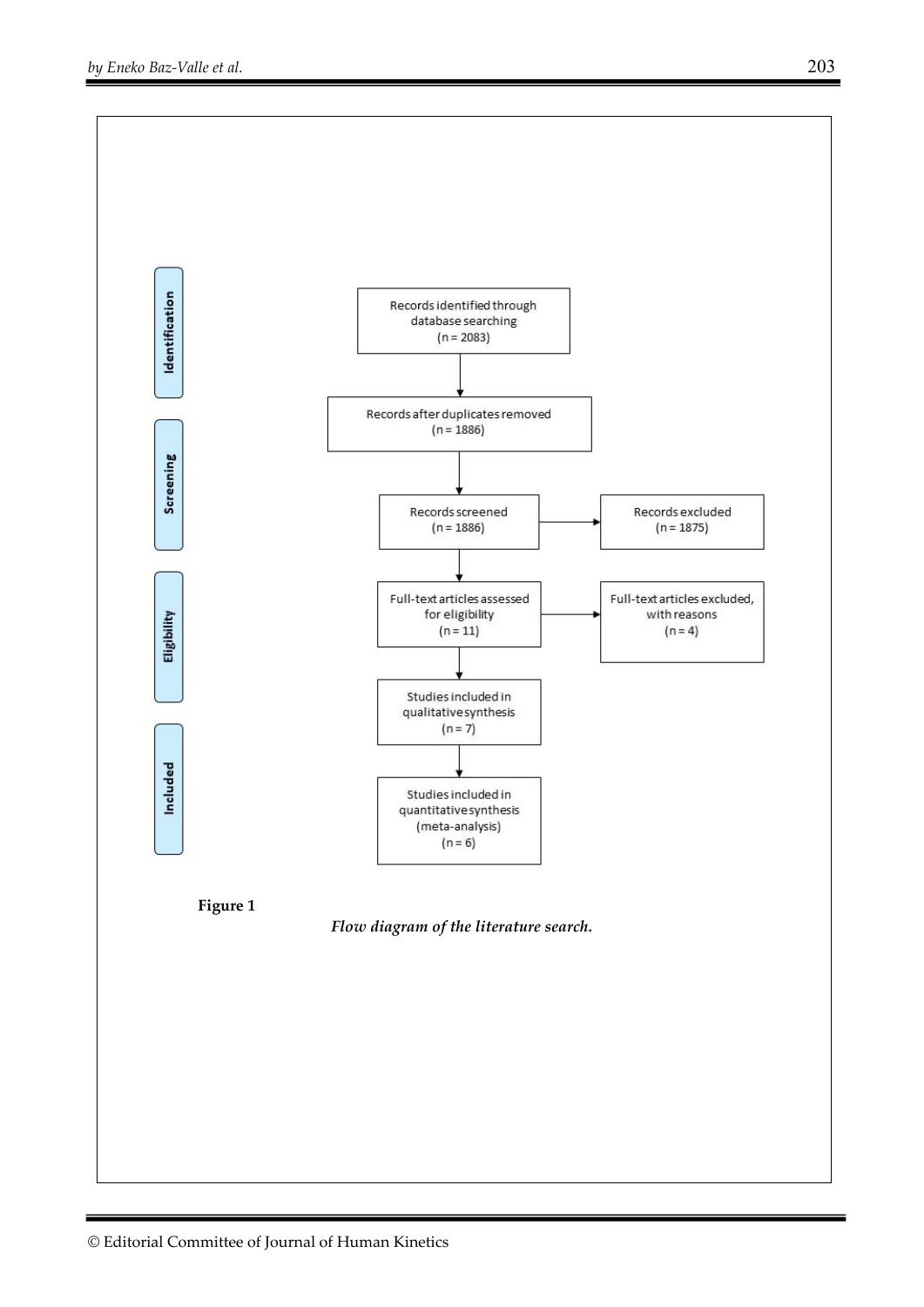**Identification**

Records identified through database searching (n = 2083)

↓

Records after duplicates removed (n = 1886)

**Screening**

↓

Records screened (n = 1886) → Records excluded (n = 1875)

**Eligibility**

↓

Full-text articles assessed for eligibility (n = 11) → Full-text articles excluded, with reasons (n = 4)

↓

Studies included in qualitative synthesis (n = 7)

**Included**

↓

Studies included in quantitative synthesis (meta-analysis) (n = 6)

**Figure 1**

***Flow diagram of the literature search.***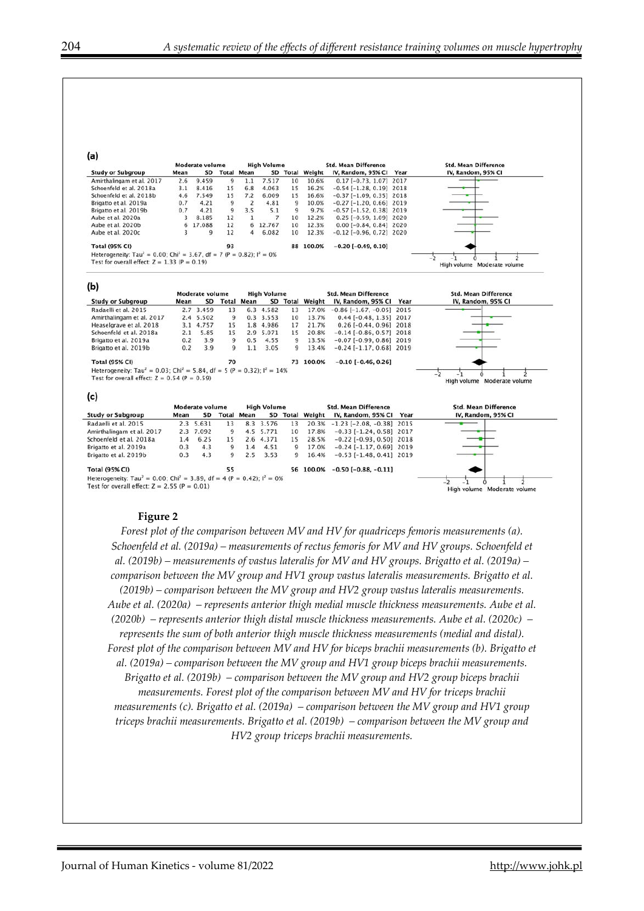(a)

| Study or Subgroup | Moderate volume Mean | SD | Total | High Volume Mean | SD | Total | Weight | Std. Mean Difference IV, Random, 95% CI | Year |
|---|---|---|---|---|---|---|---|---|---|
| Amirthalingam et al. 2017 | 2.6 | 9.459 | 9 | 1.1 | 7.517 | 10 | 10.6% | 0.17 [−0.73, 1.07] | 2017 |
| Schoenfeld et al. 2018a | 3.1 | 8.416 | 15 | 6.8 | 4.063 | 15 | 16.2% | −0.54 [−1.28, 0.19] | 2018 |
| Schoenfeld et al. 2018b | 4.6 | 7.549 | 15 | 7.2 | 6.009 | 15 | 16.6% | −0.37 [−1.09, 0.35] | 2018 |
| Brigatto et al. 2019a | 0.7 | 4.21 | 9 | 2 | 4.81 | 9 | 10.0% | −0.27 [−1.20, 0.66] | 2019 |
| Brigatto et al. 2019b | 0.7 | 4.21 | 9 | 3.5 | 5.1 | 9 | 9.7% | −0.57 [−1.52, 0.38] | 2019 |
| Aube et al. 2020a | 3 | 8.185 | 12 | 1 | 7 | 10 | 12.2% | 0.25 [−0.59, 1.09] | 2020 |
| Aube et al. 2020b | 6 | 17.088 | 12 | 6 | 12.767 | 10 | 12.3% | 0.00 [−0.84, 0.84] | 2020 |
| Aube et al. 2020c | 3 | 9 | 12 | 4 | 6.082 | 10 | 12.3% | −0.12 [−0.96, 0.72] | 2020 |
| **Total (95% CI)** | | | 93 | | | 88 | 100.0% | −0.20 [−0.49, 0.10] | |

Heterogeneity: $Tau^2 = 0.00$; $Chi^2 = 3.67$, df = 7 (P = 0.82); $I^2 = 0\%$
Test for overall effect: Z = 1.33 (P = 0.19)

(b)

| Study or Subgroup | Moderate volume Mean | SD | Total | High Volume Mean | SD | Total | Weight | Std. Mean Difference IV, Random, 95% CI | Year |
|---|---|---|---|---|---|---|---|---|---|
| Radaelli et al. 2015 | 2.7 | 3.459 | 13 | 6.3 | 4.582 | 13 | 17.0% | −0.86 [−1.67, −0.05] | 2015 |
| Amirthalingam et al. 2017 | 2.4 | 5.502 | 9 | 0.3 | 3.553 | 10 | 13.7% | 0.44 [−0.48, 1.35] | 2017 |
| Heaselgrave et al. 2018 | 3.1 | 4.757 | 15 | 1.8 | 4.986 | 17 | 21.7% | 0.26 [−0.44, 0.96] | 2018 |
| Schoenfeld et al. 2018a | 2.1 | 5.85 | 15 | 2.9 | 5.071 | 15 | 20.8% | −0.14 [−0.86, 0.57] | 2018 |
| Brigatto et al. 2019a | 0.2 | 3.9 | 9 | 0.5 | 4.55 | 9 | 13.5% | −0.07 [−0.99, 0.86] | 2019 |
| Brigatto et al. 2019b | 0.2 | 3.9 | 9 | 1.1 | 3.05 | 9 | 13.4% | −0.24 [−1.17, 0.68] | 2019 |
| **Total (95% CI)** | | | 70 | | | 73 | 100.0% | −0.10 [−0.46, 0.26] | |

Heterogeneity: $Tau^2 = 0.03$; $Chi^2 = 5.84$, df = 5 (P = 0.32); $I^2 = 14\%$
Test for overall effect: Z = 0.54 (P = 0.59)

(c)

| Study or Subgroup | Moderate volume Mean | SD | Total | High Volume Mean | SD | Total | Weight | Std. Mean Difference IV, Random, 95% CI | Year |
|---|---|---|---|---|---|---|---|---|---|
| Radaelli et al. 2015 | 2.3 | 5.631 | 13 | 8.3 | 3.576 | 13 | 20.3% | −1.23 [−2.08, −0.38] | 2015 |
| Amirthalingam et al. 2017 | 2.3 | 7.092 | 9 | 4.5 | 5.771 | 10 | 17.8% | −0.33 [−1.24, 0.58] | 2017 |
| Schoenfeld et al. 2018a | 1.4 | 6.25 | 15 | 2.6 | 4.371 | 15 | 28.5% | −0.22 [−0.93, 0.50] | 2018 |
| Brigatto et al. 2019a | 0.3 | 4.3 | 9 | 1.4 | 4.51 | 9 | 17.0% | −0.24 [−1.17, 0.69] | 2019 |
| Brigatto et al. 2019b | 0.3 | 4.3 | 9 | 2.5 | 3.53 | 9 | 16.4% | −0.53 [−1.48, 0.41] | 2019 |
| **Total (95% CI)** | | | 55 | | | 56 | 100.0% | −0.50 [−0.88, −0.11] | |

Heterogeneity: $Tau^2 = 0.00$; $Chi^2 = 3.89$, df = 4 (P = 0.42); $I^2 = 0\%$
Test for overall effect: Z = 2.55 (P = 0.01)

**Figure 2**

*Forest plot of the comparison between MV and HV for quadriceps femoris measurements (a). Schoenfeld et al. (2019a) – measurements of rectus femoris for MV and HV groups. Schoenfeld et al. (2019b) – measurements of vastus lateralis for MV and HV groups. Brigatto et al. (2019a) – comparison between the MV group and HV1 group vastus lateralis measurements. Brigatto et al. (2019b) – comparison between the MV group and HV2 group vastus lateralis measurements. Aube et al. (2020a) – represents anterior thigh medial muscle thickness measurements. Aube et al. (2020b) – represents anterior thigh distal muscle thickness measurements. Aube et al. (2020c) – represents the sum of both anterior thigh muscle thickness measurements (medial and distal). Forest plot of the comparison between MV and HV for biceps brachii measurements (b). Brigatto et al. (2019a) – comparison between the MV group and HV1 group biceps brachii measurements. Brigatto et al. (2019b) – comparison between the MV group and HV2 group biceps brachii measurements. Forest plot of the comparison between MV and HV for triceps brachii measurements (c). Brigatto et al. (2019a) – comparison between the MV group and HV1 group triceps brachii measurements. Brigatto et al. (2019b) – comparison between the MV group and HV2 group triceps brachii measurements.*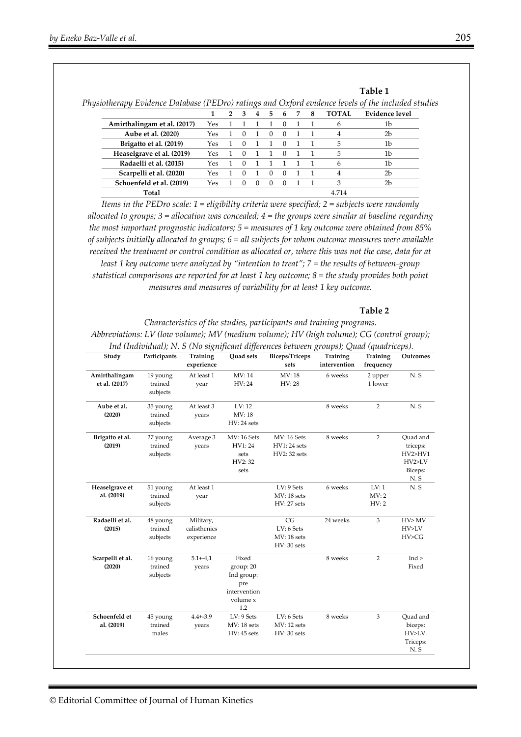**Table 1**

*Physiotherapy Evidence Database (PEDro) ratings and Oxford evidence levels of the included studies*

| | 1 | 2 | 3 | 4 | 5 | 6 | 7 | 8 | TOTAL | Evidence level |
|---|---|---|---|---|---|---|---|---|---|---|
| **Amirthalingam et al. (2017)** | Yes | 1 | 1 | 1 | 1 | 0 | 1 | 1 | 6 | 1b |
| **Aube et al. (2020)** | Yes | 1 | 0 | 1 | 0 | 0 | 1 | 1 | 4 | 2b |
| **Brigatto et al. (2019)** | Yes | 1 | 0 | 1 | 1 | 0 | 1 | 1 | 5 | 1b |
| **Heaselgrave et al. (2019)** | Yes | 1 | 0 | 1 | 1 | 0 | 1 | 1 | 5 | 1b |
| **Radaelli et al. (2015)** | Yes | 1 | 0 | 1 | 1 | 1 | 1 | 1 | 6 | 1b |
| **Scarpelli et al. (2020)** | Yes | 1 | 0 | 1 | 0 | 0 | 1 | 1 | 4 | 2b |
| **Schoenfeld et al. (2019)** | Yes | 1 | 0 | 0 | 0 | 0 | 1 | 1 | 3 | 2b |
| **Total** | | | | | | | | | 4.714 | |

*Items in the PEDro scale: 1 = eligibility criteria were specified; 2 = subjects were randomly allocated to groups; 3 = allocation was concealed; 4 = the groups were similar at baseline regarding the most important prognostic indicators; 5 = measures of 1 key outcome were obtained from 85% of subjects initially allocated to groups; 6 = all subjects for whom outcome measures were available received the treatment or control condition as allocated or, where this was not the case, data for at least 1 key outcome were analyzed by "intention to treat"; 7 = the results of between-group statistical comparisons are reported for at least 1 key outcome; 8 = the study provides both point measures and measures of variability for at least 1 key outcome.*

**Table 2**

*Characteristics of the studies, participants and training programs.*
*Abbreviations: LV (low volume); MV (medium volume); HV (high volume); CG (control group); Ind (Individual); N. S (No significant differences between groups); Quad (quadriceps).*

| Study | Participants | Training experience | Quad sets | Biceps/Triceps sets | Training intervention | Training frequency | Outcomes |
|---|---|---|---|---|---|---|---|
| **Amirthalingam et al. (2017)** | 19 young trained subjects | At least 1 year | MV: 14<br>HV: 24 | MV: 18<br>HV: 28 | 6 weeks | 2 upper<br>1 lower | N. S |
| **Aube et al. (2020)** | 35 young trained subjects | At least 3 years | LV: 12<br>MV: 18<br>HV: 24 sets | | 8 weeks | 2 | N. S |
| **Brigatto et al. (2019)** | 27 young trained subjects | Average 3 years | MV: 16 Sets<br>HV1: 24 sets<br>HV2: 32 sets | MV: 16 Sets<br>HV1: 24 sets<br>HV2: 32 sets | 8 weeks | 2 | Quad and triceps: HV2>HV1 HV2>LV<br>Biceps: N. S |
| **Heaselgrave et al. (2019)** | 51 young trained subjects | At least 1 year | | LV: 9 Sets<br>MV: 18 sets<br>HV: 27 sets | 6 weeks | LV: 1<br>MV: 2<br>HV: 2 | N. S |
| **Radaelli et al. (2015)** | 48 young trained subjects | Military, calisthenics experience | | CG<br>LV: 6 Sets<br>MV: 18 sets<br>HV: 30 sets | 24 weeks | 3 | HV> MV<br>HV>LV<br>HV>CG |
| **Scarpelli et al. (2020)** | 16 young trained subjects | 5.1+-4,1 years | Fixed group: 20<br>Ind group: pre intervention volume x 1.2 | | 8 weeks | 2 | Ind > Fixed |
| **Schoenfeld et al. (2019)** | 45 young trained males | 4.4+-3.9 years | LV: 9 Sets<br>MV: 18 sets<br>HV: 45 sets | LV: 6 Sets<br>MV: 12 sets<br>HV: 30 sets | 8 weeks | 3 | Quad and biceps: HV>LV.<br>Triceps: N. S |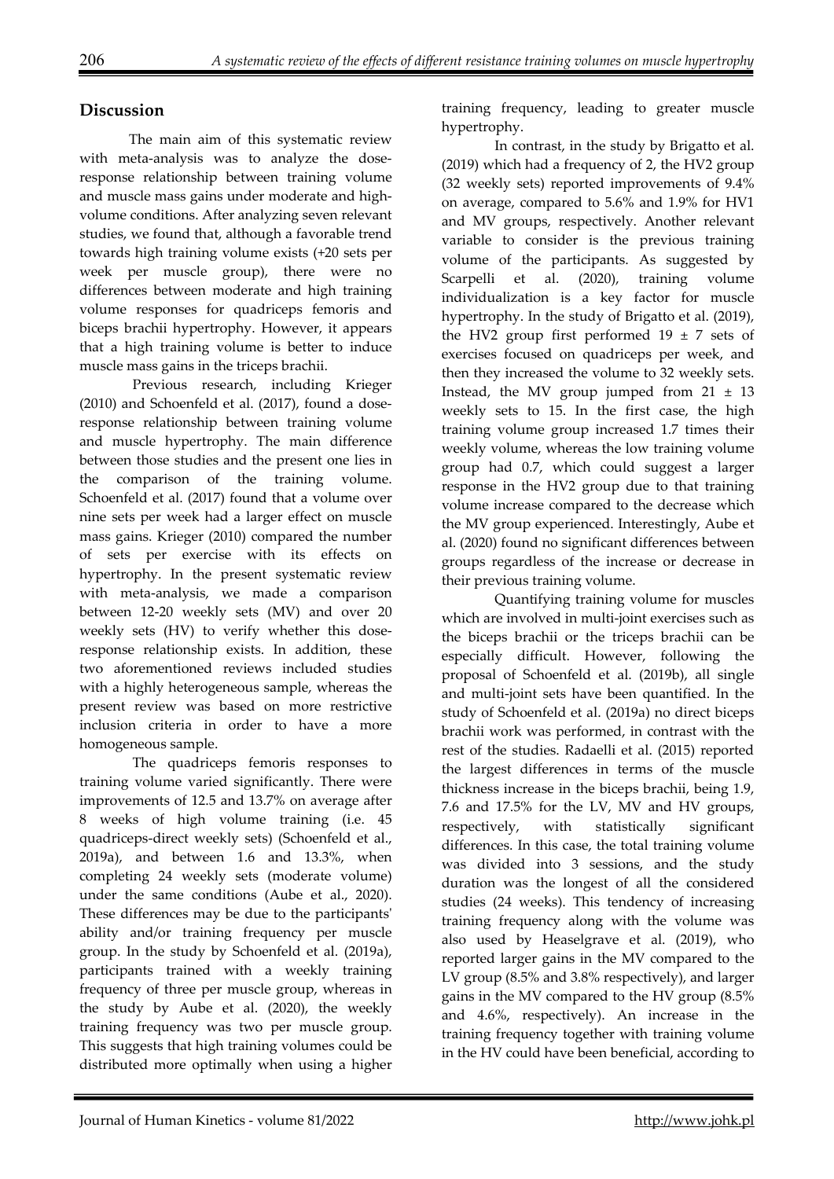## Discussion

The main aim of this systematic review with meta-analysis was to analyze the dose-response relationship between training volume and muscle mass gains under moderate and high-volume conditions. After analyzing seven relevant studies, we found that, although a favorable trend towards high training volume exists (+20 sets per week per muscle group), there were no differences between moderate and high training volume responses for quadriceps femoris and biceps brachii hypertrophy. However, it appears that a high training volume is better to induce muscle mass gains in the triceps brachii.

Previous research, including Krieger (2010) and Schoenfeld et al. (2017), found a dose-response relationship between training volume and muscle hypertrophy. The main difference between those studies and the present one lies in the comparison of the training volume. Schoenfeld et al. (2017) found that a volume over nine sets per week had a larger effect on muscle mass gains. Krieger (2010) compared the number of sets per exercise with its effects on hypertrophy. In the present systematic review with meta-analysis, we made a comparison between 12-20 weekly sets (MV) and over 20 weekly sets (HV) to verify whether this dose-response relationship exists. In addition, these two aforementioned reviews included studies with a highly heterogeneous sample, whereas the present review was based on more restrictive inclusion criteria in order to have a more homogeneous sample.

The quadriceps femoris responses to training volume varied significantly. There were improvements of 12.5 and 13.7% on average after 8 weeks of high volume training (i.e. 45 quadriceps-direct weekly sets) (Schoenfeld et al., 2019a), and between 1.6 and 13.3%, when completing 24 weekly sets (moderate volume) under the same conditions (Aube et al., 2020). These differences may be due to the participants' ability and/or training frequency per muscle group. In the study by Schoenfeld et al. (2019a), participants trained with a weekly training frequency of three per muscle group, whereas in the study by Aube et al. (2020), the weekly training frequency was two per muscle group. This suggests that high training volumes could be distributed more optimally when using a higher training frequency, leading to greater muscle hypertrophy.

In contrast, in the study by Brigatto et al. (2019) which had a frequency of 2, the HV2 group (32 weekly sets) reported improvements of 9.4% on average, compared to 5.6% and 1.9% for HV1 and MV groups, respectively. Another relevant variable to consider is the previous training volume of the participants. As suggested by Scarpelli et al. (2020), training volume individualization is a key factor for muscle hypertrophy. In the study of Brigatto et al. (2019), the HV2 group first performed $19 \pm 7$ sets of exercises focused on quadriceps per week, and then they increased the volume to 32 weekly sets. Instead, the MV group jumped from $21 \pm 13$ weekly sets to 15. In the first case, the high training volume group increased 1.7 times their weekly volume, whereas the low training volume group had 0.7, which could suggest a larger response in the HV2 group due to that training volume increase compared to the decrease which the MV group experienced. Interestingly, Aube et al. (2020) found no significant differences between groups regardless of the increase or decrease in their previous training volume.

Quantifying training volume for muscles which are involved in multi-joint exercises such as the biceps brachii or the triceps brachii can be especially difficult. However, following the proposal of Schoenfeld et al. (2019b), all single and multi-joint sets have been quantified. In the study of Schoenfeld et al. (2019a) no direct biceps brachii work was performed, in contrast with the rest of the studies. Radaelli et al. (2015) reported the largest differences in terms of the muscle thickness increase in the biceps brachii, being 1.9, 7.6 and 17.5% for the LV, MV and HV groups, respectively, with statistically significant differences. In this case, the total training volume was divided into 3 sessions, and the study duration was the longest of all the considered studies (24 weeks). This tendency of increasing training frequency along with the volume was also used by Heaselgrave et al. (2019), who reported larger gains in the MV compared to the LV group (8.5% and 3.8% respectively), and larger gains in the MV compared to the HV group (8.5% and 4.6%, respectively). An increase in the training frequency together with training volume in the HV could have been beneficial, according to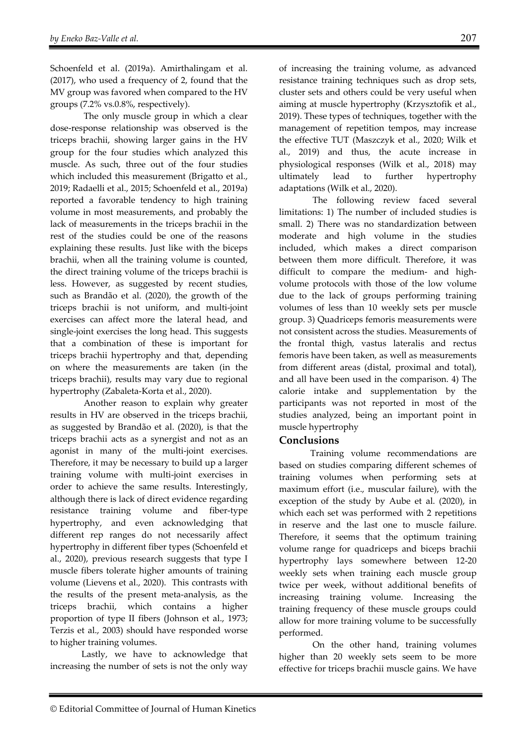Schoenfeld et al. (2019a). Amirthalingam et al. (2017), who used a frequency of 2, found that the MV group was favored when compared to the HV groups (7.2% vs.0.8%, respectively).

The only muscle group in which a clear dose-response relationship was observed is the triceps brachii, showing larger gains in the HV group for the four studies which analyzed this muscle. As such, three out of the four studies which included this measurement (Brigatto et al., 2019; Radaelli et al., 2015; Schoenfeld et al., 2019a) reported a favorable tendency to high training volume in most measurements, and probably the lack of measurements in the triceps brachii in the rest of the studies could be one of the reasons explaining these results. Just like with the biceps brachii, when all the training volume is counted, the direct training volume of the triceps brachii is less. However, as suggested by recent studies, such as Brandão et al. (2020), the growth of the triceps brachii is not uniform, and multi-joint exercises can affect more the lateral head, and single-joint exercises the long head. This suggests that a combination of these is important for triceps brachii hypertrophy and that, depending on where the measurements are taken (in the triceps brachii), results may vary due to regional hypertrophy (Zabaleta-Korta et al., 2020).

Another reason to explain why greater results in HV are observed in the triceps brachii, as suggested by Brandão et al. (2020), is that the triceps brachii acts as a synergist and not as an agonist in many of the multi-joint exercises. Therefore, it may be necessary to build up a larger training volume with multi-joint exercises in order to achieve the same results. Interestingly, although there is lack of direct evidence regarding resistance training volume and fiber-type hypertrophy, and even acknowledging that different rep ranges do not necessarily affect hypertrophy in different fiber types (Schoenfeld et al., 2020), previous research suggests that type I muscle fibers tolerate higher amounts of training volume (Lievens et al., 2020). This contrasts with the results of the present meta-analysis, as the triceps brachii, which contains a higher proportion of type II fibers (Johnson et al., 1973; Terzis et al., 2003) should have responded worse to higher training volumes.

Lastly, we have to acknowledge that increasing the number of sets is not the only way of increasing the training volume, as advanced resistance training techniques such as drop sets, cluster sets and others could be very useful when aiming at muscle hypertrophy (Krzysztofik et al., 2019). These types of techniques, together with the management of repetition tempos, may increase the effective TUT (Maszczyk et al., 2020; Wilk et al., 2019) and thus, the acute increase in physiological responses (Wilk et al., 2018) may ultimately lead to further hypertrophy adaptations (Wilk et al., 2020).

The following review faced several limitations: 1) The number of included studies is small. 2) There was no standardization between moderate and high volume in the studies included, which makes a direct comparison between them more difficult. Therefore, it was difficult to compare the medium- and high-volume protocols with those of the low volume due to the lack of groups performing training volumes of less than 10 weekly sets per muscle group. 3) Quadriceps femoris measurements were not consistent across the studies. Measurements of the frontal thigh, vastus lateralis and rectus femoris have been taken, as well as measurements from different areas (distal, proximal and total), and all have been used in the comparison. 4) The calorie intake and supplementation by the participants was not reported in most of the studies analyzed, being an important point in muscle hypertrophy

## Conclusions

Training volume recommendations are based on studies comparing different schemes of training volumes when performing sets at maximum effort (i.e., muscular failure), with the exception of the study by Aube et al. (2020), in which each set was performed with 2 repetitions in reserve and the last one to muscle failure. Therefore, it seems that the optimum training volume range for quadriceps and biceps brachii hypertrophy lays somewhere between 12-20 weekly sets when training each muscle group twice per week, without additional benefits of increasing training volume. Increasing the training frequency of these muscle groups could allow for more training volume to be successfully performed.

On the other hand, training volumes higher than 20 weekly sets seem to be more effective for triceps brachii muscle gains. We have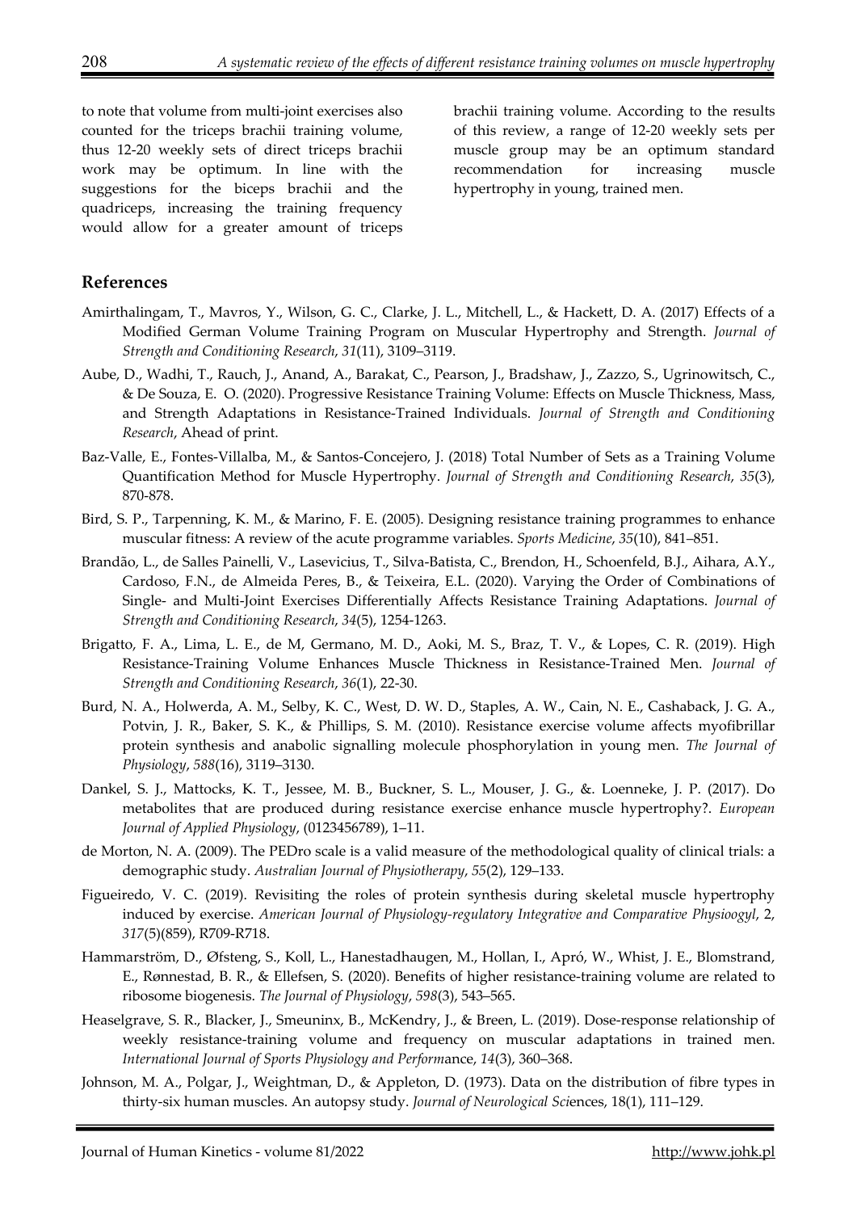to note that volume from multi-joint exercises also counted for the triceps brachii training volume, thus 12-20 weekly sets of direct triceps brachii work may be optimum. In line with the suggestions for the biceps brachii and the quadriceps, increasing the training frequency would allow for a greater amount of triceps brachii training volume. According to the results of this review, a range of 12-20 weekly sets per muscle group may be an optimum standard recommendation for increasing muscle hypertrophy in young, trained men.

## References

Amirthalingam, T., Mavros, Y., Wilson, G. C., Clarke, J. L., Mitchell, L., & Hackett, D. A. (2017) Effects of a Modified German Volume Training Program on Muscular Hypertrophy and Strength. *Journal of Strength and Conditioning Research*, *31*(11), 3109–3119.

Aube, D., Wadhi, T., Rauch, J., Anand, A., Barakat, C., Pearson, J., Bradshaw, J., Zazzo, S., Ugrinowitsch, C., & De Souza, E. O. (2020). Progressive Resistance Training Volume: Effects on Muscle Thickness, Mass, and Strength Adaptations in Resistance-Trained Individuals. *Journal of Strength and Conditioning Research*, Ahead of print.

Baz-Valle, E., Fontes-Villalba, M., & Santos-Concejero, J. (2018) Total Number of Sets as a Training Volume Quantification Method for Muscle Hypertrophy. *Journal of Strength and Conditioning Research*, *35*(3), 870-878.

Bird, S. P., Tarpenning, K. M., & Marino, F. E. (2005). Designing resistance training programmes to enhance muscular fitness: A review of the acute programme variables. *Sports Medicine*, *35*(10), 841–851.

Brandão, L., de Salles Painelli, V., Lasevicius, T., Silva-Batista, C., Brendon, H., Schoenfeld, B.J., Aihara, A.Y., Cardoso, F.N., de Almeida Peres, B., & Teixeira, E.L. (2020). Varying the Order of Combinations of Single- and Multi-Joint Exercises Differentially Affects Resistance Training Adaptations. *Journal of Strength and Conditioning Research*, *34*(5), 1254-1263.

Brigatto, F. A., Lima, L. E., de M, Germano, M. D., Aoki, M. S., Braz, T. V., & Lopes, C. R. (2019). High Resistance-Training Volume Enhances Muscle Thickness in Resistance-Trained Men. *Journal of Strength and Conditioning Research*, *36*(1), 22-30.

Burd, N. A., Holwerda, A. M., Selby, K. C., West, D. W. D., Staples, A. W., Cain, N. E., Cashaback, J. G. A., Potvin, J. R., Baker, S. K., & Phillips, S. M. (2010). Resistance exercise volume affects myofibrillar protein synthesis and anabolic signalling molecule phosphorylation in young men. *The Journal of Physiology*, *588*(16), 3119–3130.

Dankel, S. J., Mattocks, K. T., Jessee, M. B., Buckner, S. L., Mouser, J. G., &. Loenneke, J. P. (2017). Do metabolites that are produced during resistance exercise enhance muscle hypertrophy?. *European Journal of Applied Physiology*, (0123456789), 1–11.

de Morton, N. A. (2009). The PEDro scale is a valid measure of the methodological quality of clinical trials: a demographic study. *Australian Journal of Physiotherapy*, *55*(2), 129–133.

Figueiredo, V. C. (2019). Revisiting the roles of protein synthesis during skeletal muscle hypertrophy induced by exercise. *American Journal of Physiology-regulatory Integrative and Comparative Physioogyl*, 2, *317*(5)(859), R709-R718.

Hammarström, D., Øfsteng, S., Koll, L., Hanestadhaugen, M., Hollan, I., Apró, W., Whist, J. E., Blomstrand, E., Rønnestad, B. R., & Ellefsen, S. (2020). Benefits of higher resistance-training volume are related to ribosome biogenesis. *The Journal of Physiology*, *598*(3), 543–565.

Heaselgrave, S. R., Blacker, J., Smeuninx, B., McKendry, J., & Breen, L. (2019). Dose-response relationship of weekly resistance-training volume and frequency on muscular adaptations in trained men. *International Journal of Sports Physiology and Performance*, *14*(3), 360–368.

Johnson, M. A., Polgar, J., Weightman, D., & Appleton, D. (1973). Data on the distribution of fibre types in thirty-six human muscles. An autopsy study. *Journal of Neurological Sciences*, 18(1), 111–129.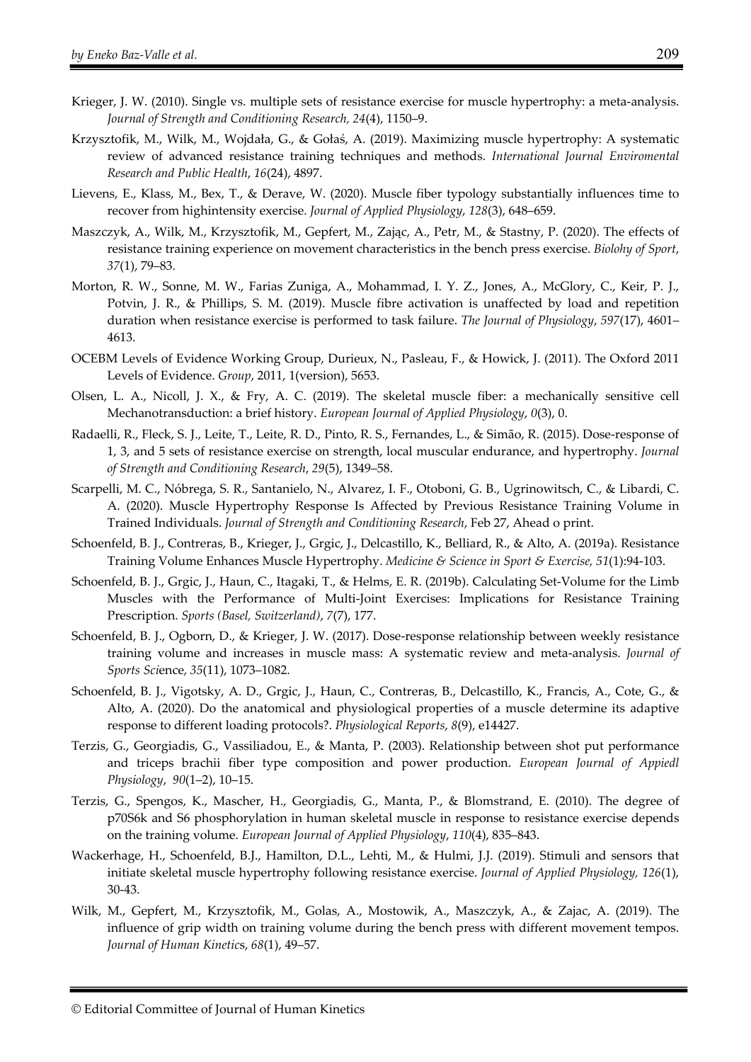Krieger, J. W. (2010). Single vs. multiple sets of resistance exercise for muscle hypertrophy: a meta-analysis. *Journal of Strength and Conditioning Research, 24*(4), 1150–9.

Krzysztofik, M., Wilk, M., Wojdała, G., & Gołaś, A. (2019). Maximizing muscle hypertrophy: A systematic review of advanced resistance training techniques and methods. *International Journal Enviromental Research and Public Health*, *16*(24), 4897.

Lievens, E., Klass, M., Bex, T., & Derave, W. (2020). Muscle fiber typology substantially influences time to recover from highintensity exercise. *Journal of Applied Physiology*, *128*(3), 648–659.

Maszczyk, A., Wilk, M., Krzysztofik, M., Gepfert, M., Zając, A., Petr, M., & Stastny, P. (2020). The effects of resistance training experience on movement characteristics in the bench press exercise. *Biolohy of Sport*, *37*(1), 79–83.

Morton, R. W., Sonne, M. W., Farias Zuniga, A., Mohammad, I. Y. Z., Jones, A., McGlory, C., Keir, P. J., Potvin, J. R., & Phillips, S. M. (2019). Muscle fibre activation is unaffected by load and repetition duration when resistance exercise is performed to task failure. *The Journal of Physiology*, *597*(17), 4601–4613.

OCEBM Levels of Evidence Working Group, Durieux, N., Pasleau, F., & Howick, J. (2011). The Oxford 2011 Levels of Evidence. *Group*, 2011, 1(version), 5653.

Olsen, L. A., Nicoll, J. X., & Fry, A. C. (2019). The skeletal muscle fiber: a mechanically sensitive cell Mechanotransduction: a brief history. *European Journal of Applied Physiology*, *0*(3), 0.

Radaelli, R., Fleck, S. J., Leite, T., Leite, R. D., Pinto, R. S., Fernandes, L., & Simão, R. (2015). Dose-response of 1, 3, and 5 sets of resistance exercise on strength, local muscular endurance, and hypertrophy. *Journal of Strength and Conditioning Research*, *29*(5), 1349–58.

Scarpelli, M. C., Nóbrega, S. R., Santanielo, N., Alvarez, I. F., Otoboni, G. B., Ugrinowitsch, C., & Libardi, C. A. (2020). Muscle Hypertrophy Response Is Affected by Previous Resistance Training Volume in Trained Individuals. *Journal of Strength and Conditioning Research*, Feb 27, Ahead o print.

Schoenfeld, B. J., Contreras, B., Krieger, J., Grgic, J., Delcastillo, K., Belliard, R., & Alto, A. (2019a). Resistance Training Volume Enhances Muscle Hypertrophy. *Medicine & Science in Sport & Exercise, 51*(1):94-103.

Schoenfeld, B. J., Grgic, J., Haun, C., Itagaki, T., & Helms, E. R. (2019b). Calculating Set-Volume for the Limb Muscles with the Performance of Multi-Joint Exercises: Implications for Resistance Training Prescription. *Sports (Basel, Switzerland)*, *7*(7), 177.

Schoenfeld, B. J., Ogborn, D., & Krieger, J. W. (2017). Dose-response relationship between weekly resistance training volume and increases in muscle mass: A systematic review and meta-analysis. *Journal of Sports Sci*ence, *35*(11), 1073–1082.

Schoenfeld, B. J., Vigotsky, A. D., Grgic, J., Haun, C., Contreras, B., Delcastillo, K., Francis, A., Cote, G., & Alto, A. (2020). Do the anatomical and physiological properties of a muscle determine its adaptive response to different loading protocols?. *Physiological Reports*, *8*(9), e14427.

Terzis, G., Georgiadis, G., Vassiliadou, E., & Manta, P. (2003). Relationship between shot put performance and triceps brachii fiber type composition and power production. *European Journal of Appiedl Physiology*, *90*(1–2), 10–15.

Terzis, G., Spengos, K., Mascher, H., Georgiadis, G., Manta, P., & Blomstrand, E. (2010). The degree of p70S6k and S6 phosphorylation in human skeletal muscle in response to resistance exercise depends on the training volume. *European Journal of Applied Physiology*, *110*(4), 835–843.

Wackerhage, H., Schoenfeld, B.J., Hamilton, D.L., Lehti, M., & Hulmi, J.J. (2019). Stimuli and sensors that initiate skeletal muscle hypertrophy following resistance exercise. *Journal of Applied Physiology, 126*(1), 30-43.

Wilk, M., Gepfert, M., Krzysztofik, M., Golas, A., Mostowik, A., Maszczyk, A., & Zajac, A. (2019). The influence of grip width on training volume during the bench press with different movement tempos. *Journal of Human Kinetic*s, *68*(1), 49–57.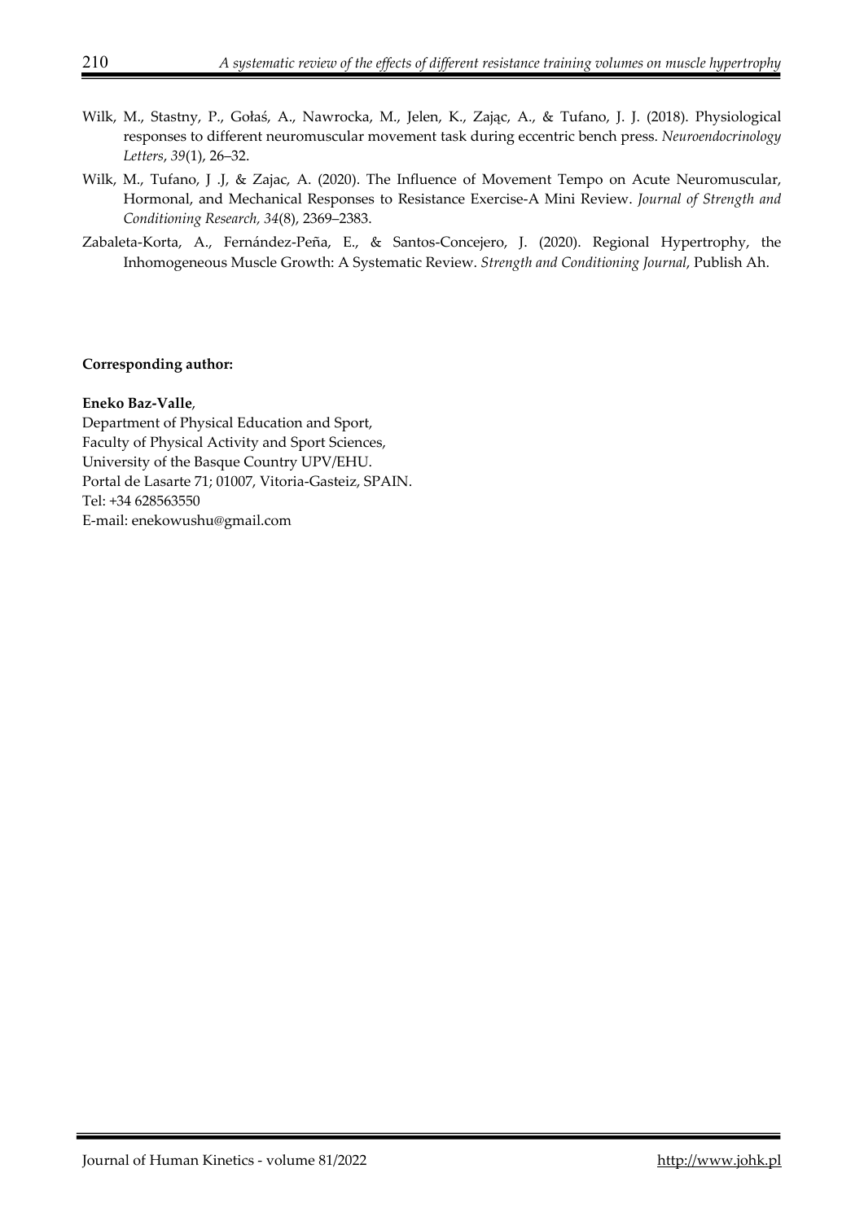Wilk, M., Stastny, P., Gołaś, A., Nawrocka, M., Jelen, K., Zając, A., & Tufano, J. J. (2018). Physiological responses to different neuromuscular movement task during eccentric bench press. *Neuroendocrinology Letters*, *39*(1), 26–32.

Wilk, M., Tufano, J .J, & Zajac, A. (2020). The Influence of Movement Tempo on Acute Neuromuscular, Hormonal, and Mechanical Responses to Resistance Exercise-A Mini Review. *Journal of Strength and Conditioning Research, 34*(8), 2369–2383.

Zabaleta-Korta, A., Fernández-Peña, E., & Santos-Concejero, J. (2020). Regional Hypertrophy, the Inhomogeneous Muscle Growth: A Systematic Review. *Strength and Conditioning Journal*, Publish Ah.

**Corresponding author:**

**Eneko Baz-Valle**,
Department of Physical Education and Sport,
Faculty of Physical Activity and Sport Sciences,
University of the Basque Country UPV/EHU.
Portal de Lasarte 71; 01007, Vitoria-Gasteiz, SPAIN.
Tel: +34 628563550
E-mail: enekowushu@gmail.com